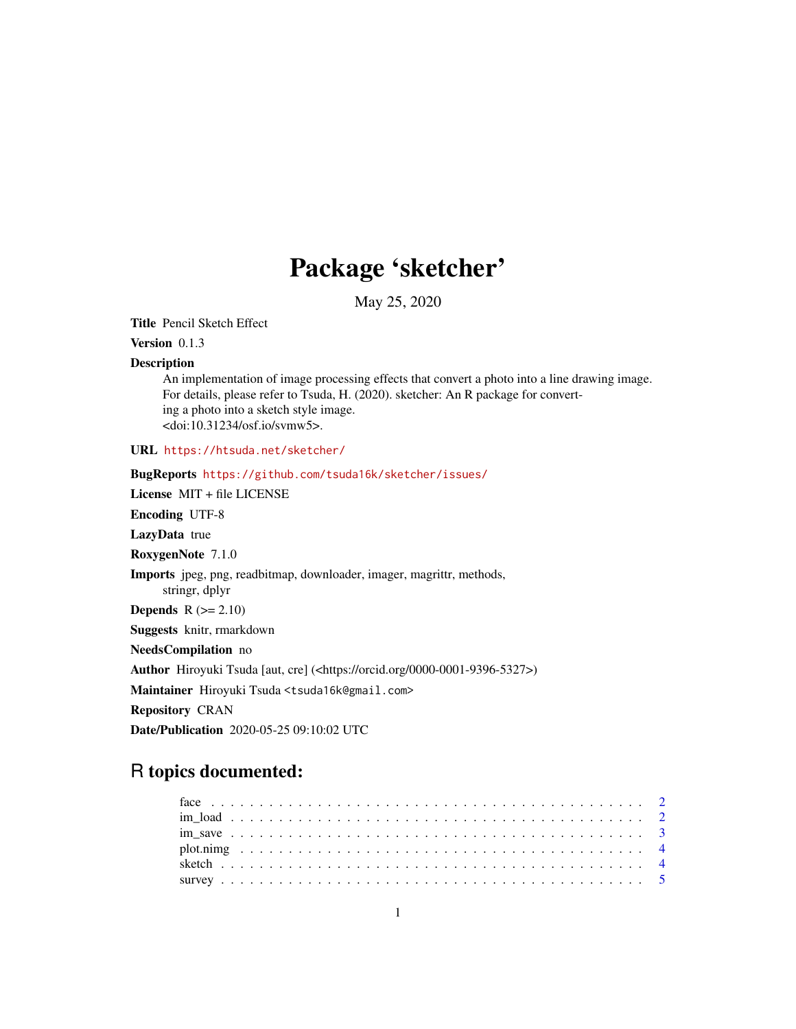# Package 'sketcher'

May 25, 2020

**Title** Pencil Sketch Effect

**Version** 0.1.3

**Description** An implementation of image processing effects that convert a photo into a line drawing image. For details, please refer to Tsuda, H. (2020). sketcher: An R package for converting a photo into a sketch style image. <doi:10.31234/osf.io/svmw5>.

**URL** https://htsuda.net/sketcher/

**BugReports** https://github.com/tsuda16k/sketcher/issues/

**License** MIT + file LICENSE

**Encoding** UTF-8

**LazyData** true

**RoxygenNote** 7.1.0

**Imports** jpeg, png, readbitmap, downloader, imager, magrittr, methods, stringr, dplyr

**Depends** R (>= 2.10)

**Suggests** knitr, rmarkdown

**NeedsCompilation** no

**Author** Hiroyuki Tsuda [aut, cre] (<https://orcid.org/0000-0001-9396-5327>)

**Maintainer** Hiroyuki Tsuda <tsuda16k@gmail.com>

**Repository** CRAN

**Date/Publication** 2020-05-25 09:10:02 UTC

## R topics documented:

- face . . . . . . . . . . . . . . . . . . . . . . . . . . . . . . . . . . . . . . . . . . . 2
- im_load . . . . . . . . . . . . . . . . . . . . . . . . . . . . . . . . . . . . . . . . . . 2
- im_save . . . . . . . . . . . . . . . . . . . . . . . . . . . . . . . . . . . . . . . . . . 3
- plot.nimg . . . . . . . . . . . . . . . . . . . . . . . . . . . . . . . . . . . . . . . . . 4
- sketch . . . . . . . . . . . . . . . . . . . . . . . . . . . . . . . . . . . . . . . . . . . 4
- survey . . . . . . . . . . . . . . . . . . . . . . . . . . . . . . . . . . . . . . . . . . . 5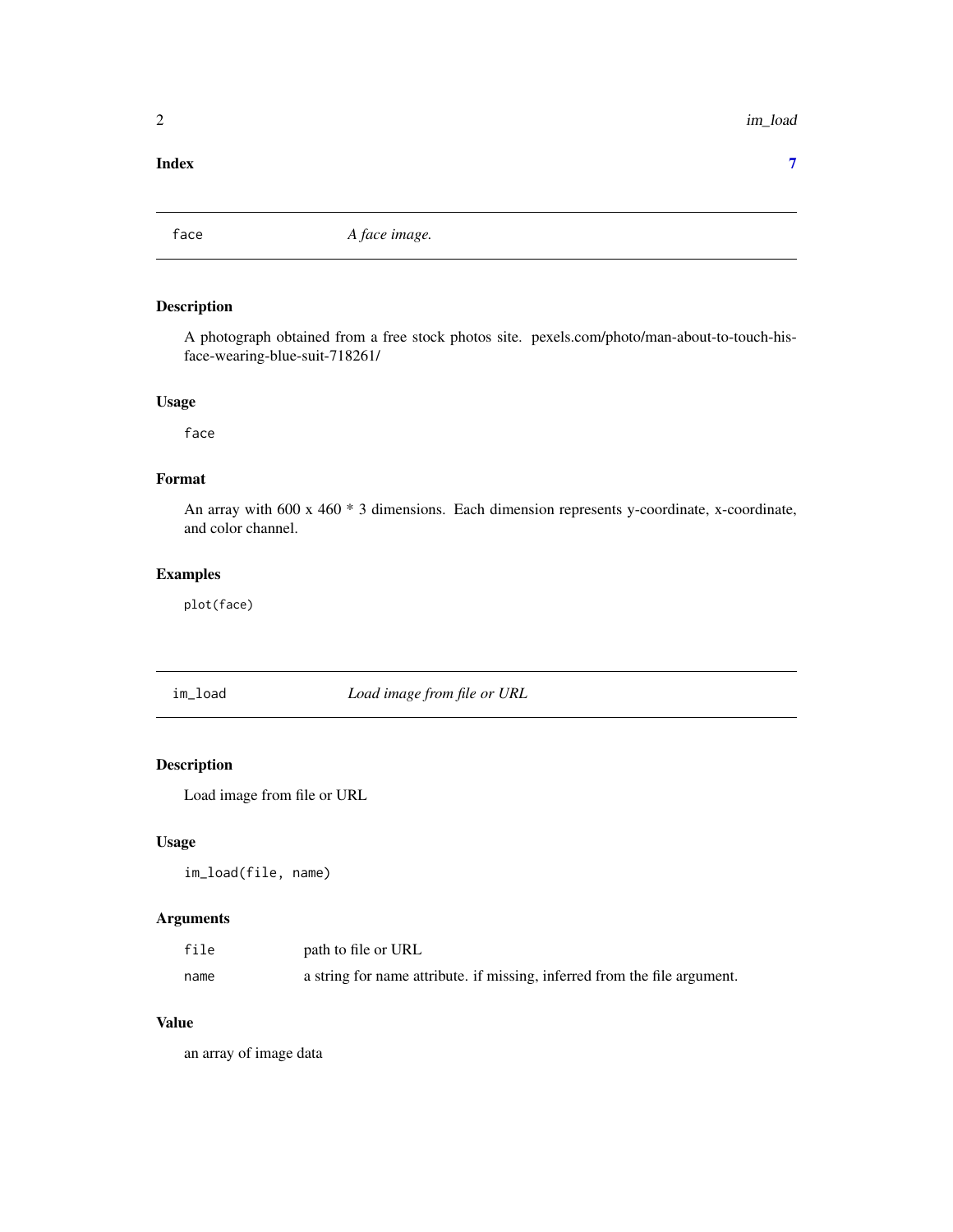**Index** **7**

## face — *A face image.*

### Description

A photograph obtained from a free stock photos site. pexels.com/photo/man-about-to-touch-his-face-wearing-blue-suit-718261/

### Usage

```
face
```

### Format

An array with 600 x 460 * 3 dimensions. Each dimension represents y-coordinate, x-coordinate, and color channel.

### Examples

```
plot(face)
```

## im_load — *Load image from file or URL*

### Description

Load image from file or URL

### Usage

```
im_load(file, name)
```

### Arguments

| | |
|---|---|
| file | path to file or URL |
| name | a string for name attribute. if missing, inferred from the file argument. |

### Value

an array of image data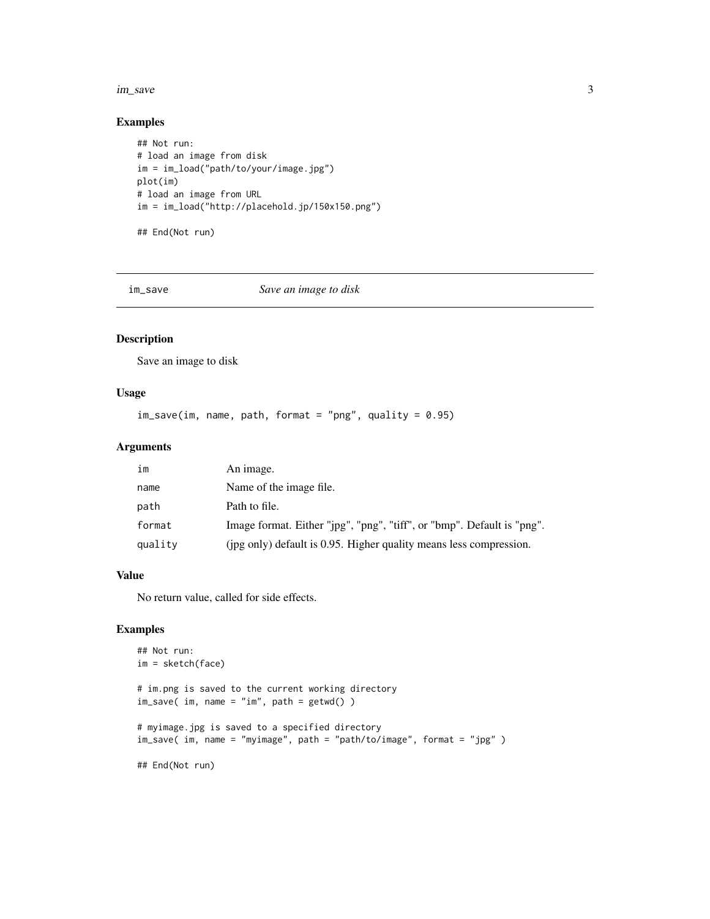## Examples

```
## Not run:
# load an image from disk
im = im_load("path/to/your/image.jpg")
plot(im)
# load an image from URL
im = im_load("http://placehold.jp/150x150.png")

## End(Not run)
```

---

# im_save *Save an image to disk*

---

## Description

Save an image to disk

## Usage

```
im_save(im, name, path, format = "png", quality = 0.95)
```

## Arguments

| | |
|---|---|
| im | An image. |
| name | Name of the image file. |
| path | Path to file. |
| format | Image format. Either "jpg", "png", "tiff", or "bmp". Default is "png". |
| quality | (jpg only) default is 0.95. Higher quality means less compression. |

## Value

No return value, called for side effects.

## Examples

```
## Not run:
im = sketch(face)

# im.png is saved to the current working directory
im_save( im, name = "im", path = getwd() )

# myimage.jpg is saved to a specified directory
im_save( im, name = "myimage", path = "path/to/image", format = "jpg" )

## End(Not run)
```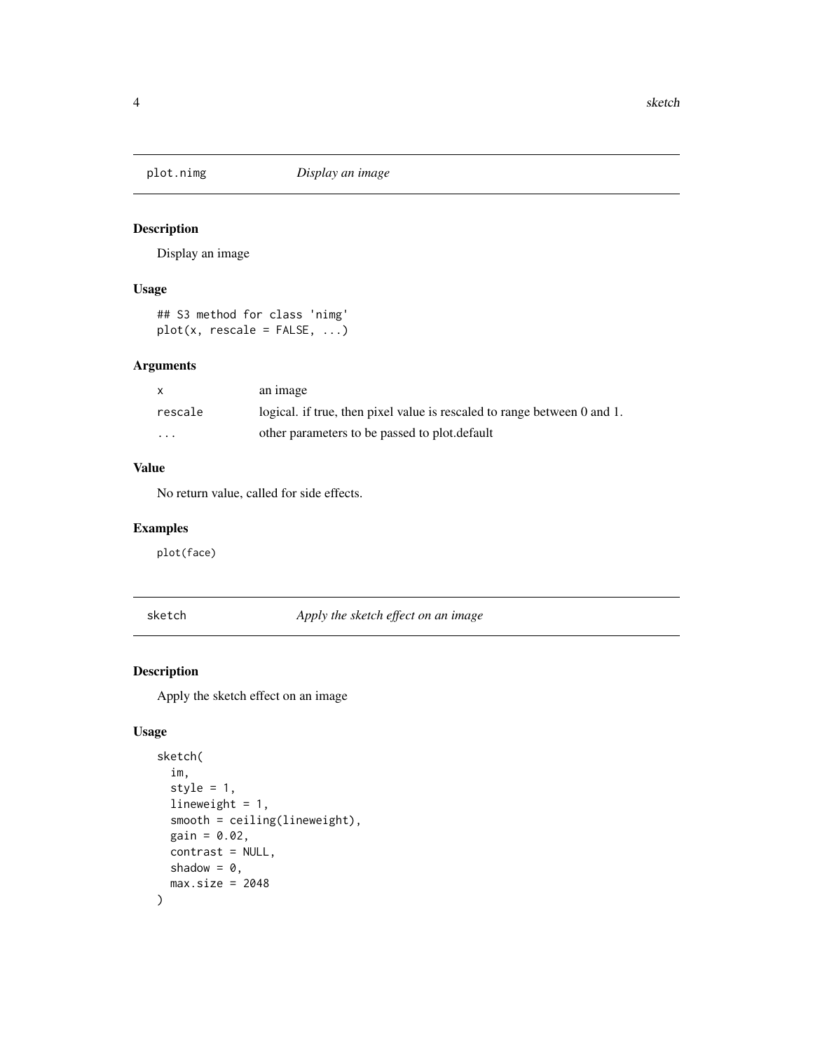## plot.nimg — *Display an image*

### Description

Display an image

### Usage

```
## S3 method for class 'nimg'
plot(x, rescale = FALSE, ...)
```

### Arguments

| | |
|---|---|
| `x` | an image |
| `rescale` | logical. if true, then pixel value is rescaled to range between 0 and 1. |
| `...` | other parameters to be passed to plot.default |

### Value

No return value, called for side effects.

### Examples

```
plot(face)
```

## sketch — *Apply the sketch effect on an image*

### Description

Apply the sketch effect on an image

### Usage

```
sketch(
  im,
  style = 1,
  lineweight = 1,
  smooth = ceiling(lineweight),
  gain = 0.02,
  contrast = NULL,
  shadow = 0,
  max.size = 2048
)
```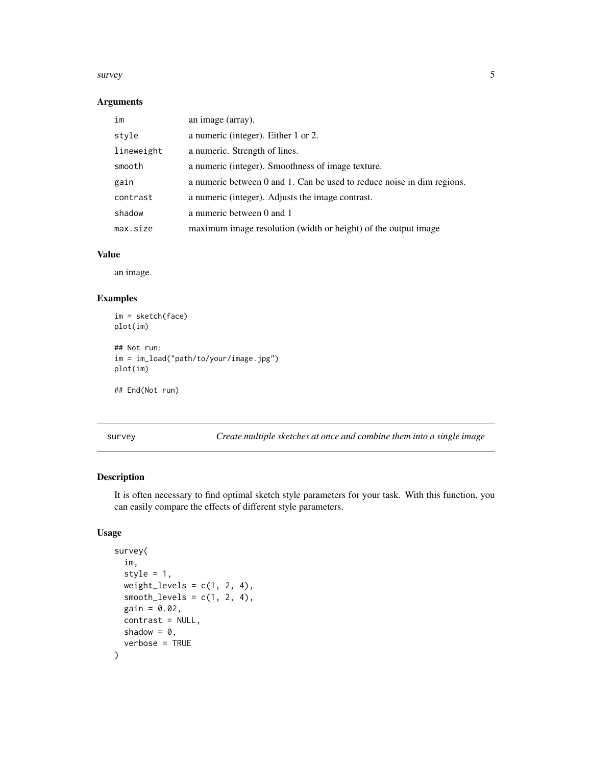### Arguments

| | |
|---|---|
| im | an image (array). |
| style | a numeric (integer). Either 1 or 2. |
| lineweight | a numeric. Strength of lines. |
| smooth | a numeric (integer). Smoothness of image texture. |
| gain | a numeric between 0 and 1. Can be used to reduce noise in dim regions. |
| contrast | a numeric (integer). Adjusts the image contrast. |
| shadow | a numeric between 0 and 1 |
| max.size | maximum image resolution (width or height) of the output image |

### Value

an image.

### Examples

```
im = sketch(face)
plot(im)

## Not run:
im = im_load("path/to/your/image.jpg")
plot(im)

## End(Not run)
```

---

## survey — *Create multiple sketches at once and combine them into a single image*

---

### Description

It is often necessary to find optimal sketch style parameters for your task. With this function, you can easily compare the effects of different style parameters.

### Usage

```
survey(
  im,
  style = 1,
  weight_levels = c(1, 2, 4),
  smooth_levels = c(1, 2, 4),
  gain = 0.02,
  contrast = NULL,
  shadow = 0,
  verbose = TRUE
)
```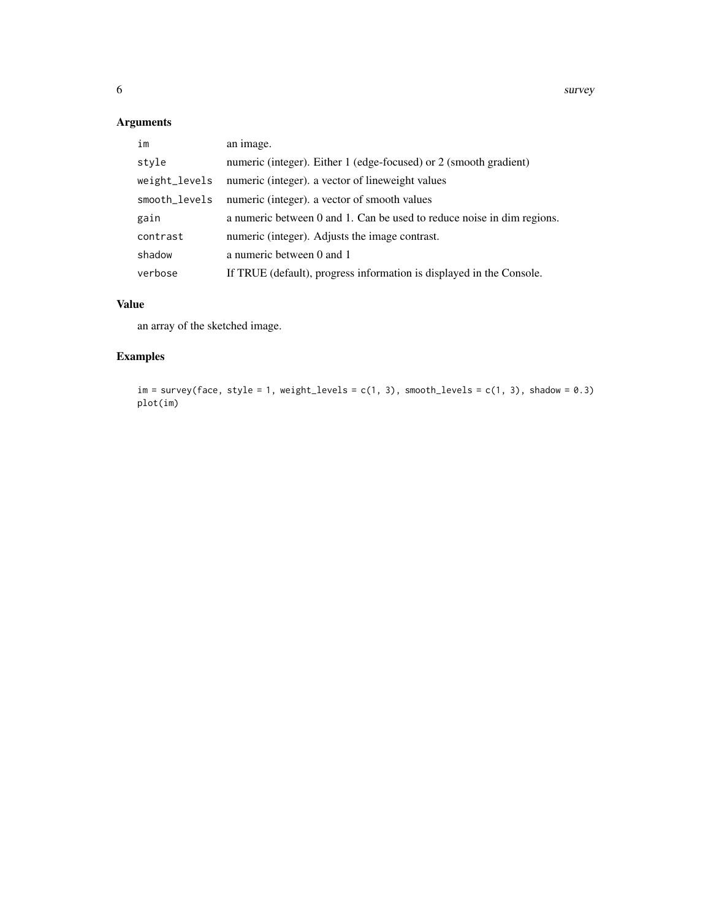## Arguments

| | |
|---|---|
| `im` | an image. |
| `style` | numeric (integer). Either 1 (edge-focused) or 2 (smooth gradient) |
| `weight_levels` | numeric (integer). a vector of lineweight values |
| `smooth_levels` | numeric (integer). a vector of smooth values |
| `gain` | a numeric between 0 and 1. Can be used to reduce noise in dim regions. |
| `contrast` | numeric (integer). Adjusts the image contrast. |
| `shadow` | a numeric between 0 and 1 |
| `verbose` | If TRUE (default), progress information is displayed in the Console. |

## Value

an array of the sketched image.

## Examples

```
im = survey(face, style = 1, weight_levels = c(1, 3), smooth_levels = c(1, 3), shadow = 0.3)
plot(im)
```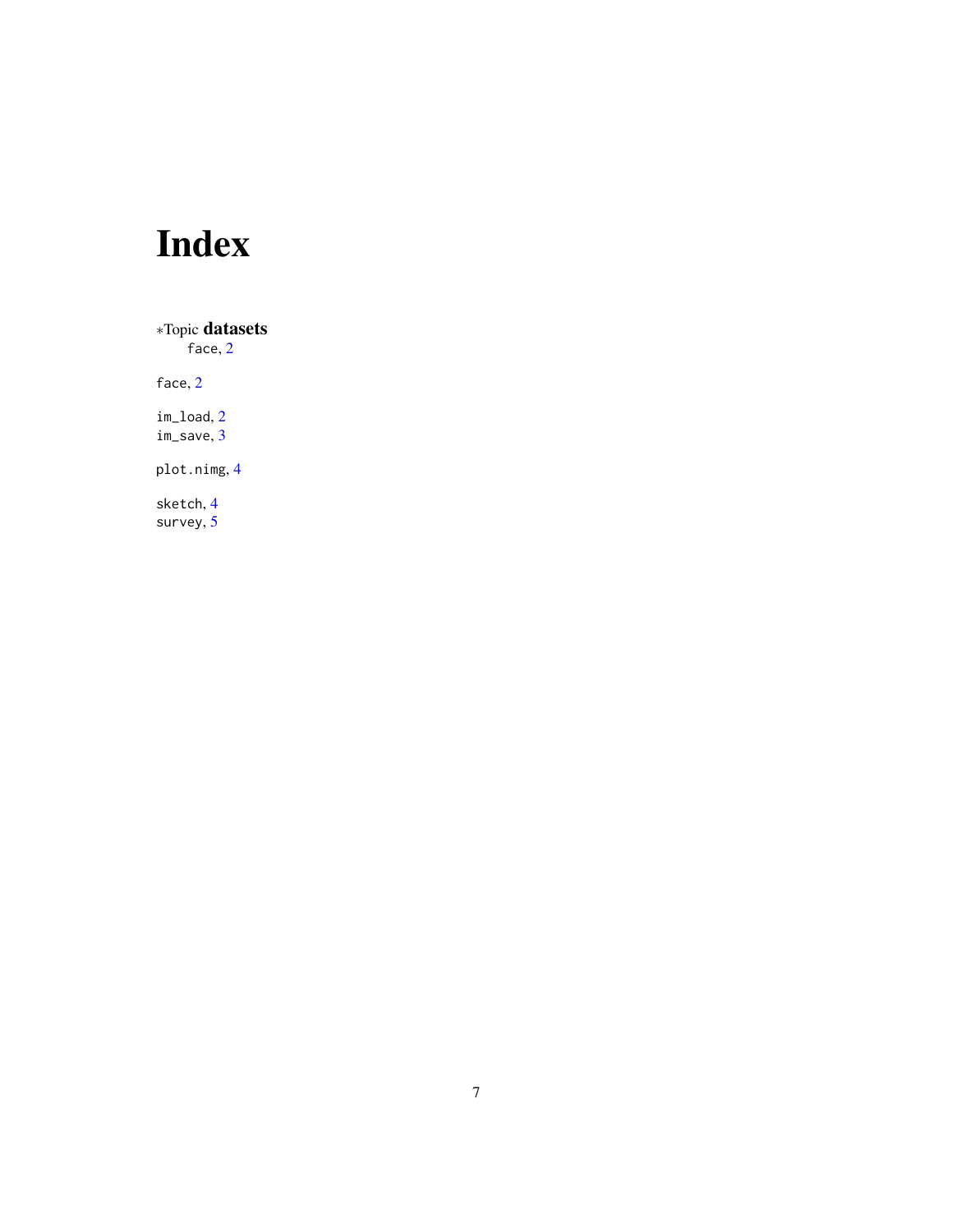# Index

*Topic **datasets**
    face, 2

face, 2

im_load, 2
im_save, 3

plot.nimg, 4

sketch, 4
survey, 5